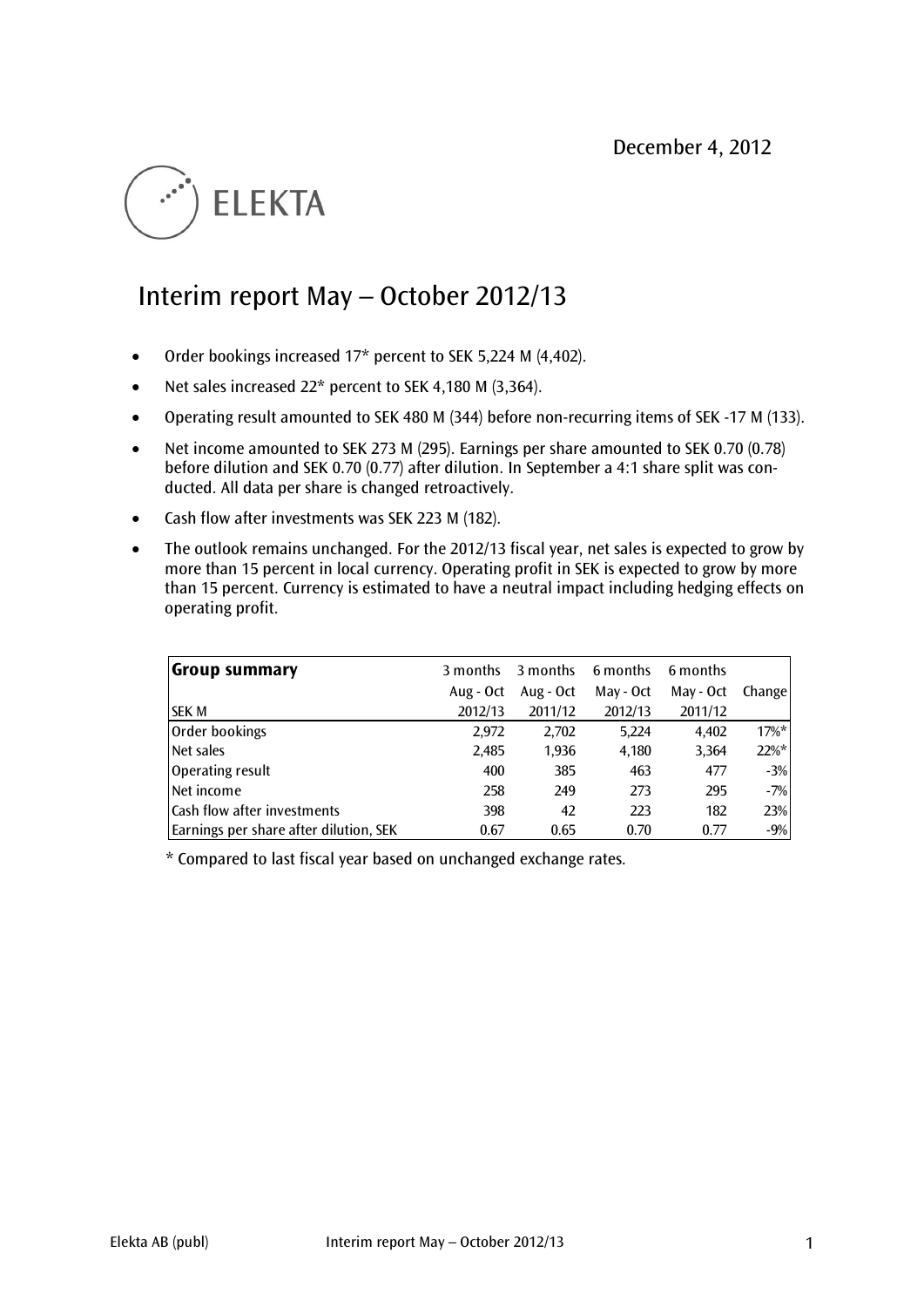December 4, 2012

ELEKTA

# Interim report May – October 2012/13

- Order bookings increased 17* percent to SEK 5,224 M (4,402).
- Net sales increased 22* percent to SEK 4,180 M (3,364).
- Operating result amounted to SEK 480 M (344) before non-recurring items of SEK -17 M (133).
- Net income amounted to SEK 273 M (295). Earnings per share amounted to SEK 0.70 (0.78) before dilution and SEK 0.70 (0.77) after dilution. In September a 4:1 share split was conducted. All data per share is changed retroactively.
- Cash flow after investments was SEK 223 M (182).
- The outlook remains unchanged. For the 2012/13 fiscal year, net sales is expected to grow by more than 15 percent in local currency. Operating profit in SEK is expected to grow by more than 15 percent. Currency is estimated to have a neutral impact including hedging effects on operating profit.

| **Group summary** | 3 months | 3 months | 6 months | 6 months | |
|---|---|---|---|---|---|
| | Aug - Oct | Aug - Oct | May - Oct | May - Oct | Change |
| SEK M | 2012/13 | 2011/12 | 2012/13 | 2011/12 | |
| Order bookings | 2,972 | 2,702 | 5,224 | 4,402 | 17%* |
| Net sales | 2,485 | 1,936 | 4,180 | 3,364 | 22%* |
| Operating result | 400 | 385 | 463 | 477 | -3% |
| Net income | 258 | 249 | 273 | 295 | -7% |
| Cash flow after investments | 398 | 42 | 223 | 182 | 23% |
| Earnings per share after dilution, SEK | 0.67 | 0.65 | 0.70 | 0.77 | -9% |

* Compared to last fiscal year based on unchanged exchange rates.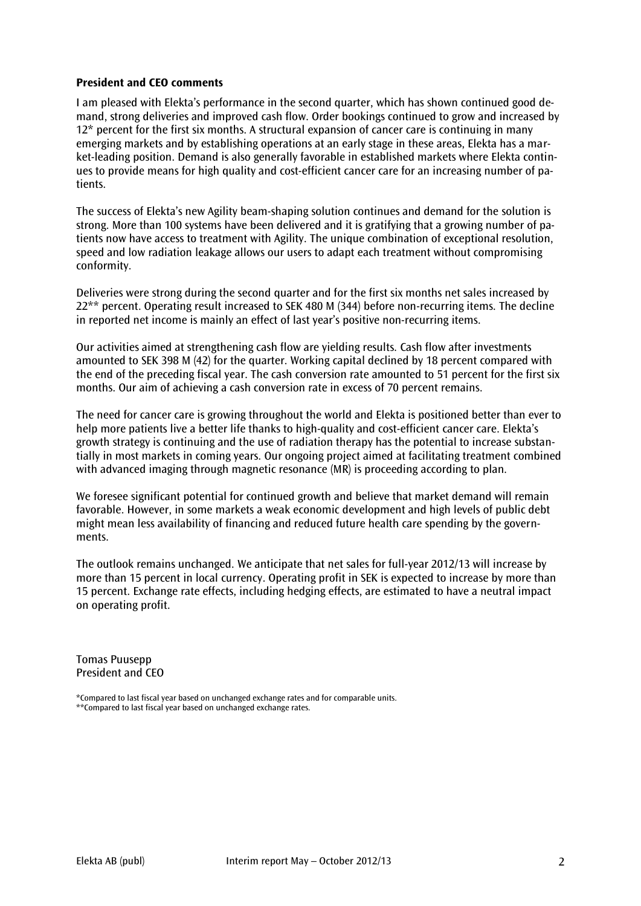**President and CEO comments**

I am pleased with Elekta's performance in the second quarter, which has shown continued good demand, strong deliveries and improved cash flow. Order bookings continued to grow and increased by 12* percent for the first six months. A structural expansion of cancer care is continuing in many emerging markets and by establishing operations at an early stage in these areas, Elekta has a market-leading position. Demand is also generally favorable in established markets where Elekta continues to provide means for high quality and cost-efficient cancer care for an increasing number of patients.

The success of Elekta's new Agility beam-shaping solution continues and demand for the solution is strong. More than 100 systems have been delivered and it is gratifying that a growing number of patients now have access to treatment with Agility. The unique combination of exceptional resolution, speed and low radiation leakage allows our users to adapt each treatment without compromising conformity.

Deliveries were strong during the second quarter and for the first six months net sales increased by 22** percent. Operating result increased to SEK 480 M (344) before non-recurring items. The decline in reported net income is mainly an effect of last year's positive non-recurring items.

Our activities aimed at strengthening cash flow are yielding results. Cash flow after investments amounted to SEK 398 M (42) for the quarter. Working capital declined by 18 percent compared with the end of the preceding fiscal year. The cash conversion rate amounted to 51 percent for the first six months. Our aim of achieving a cash conversion rate in excess of 70 percent remains.

The need for cancer care is growing throughout the world and Elekta is positioned better than ever to help more patients live a better life thanks to high-quality and cost-efficient cancer care. Elekta's growth strategy is continuing and the use of radiation therapy has the potential to increase substantially in most markets in coming years. Our ongoing project aimed at facilitating treatment combined with advanced imaging through magnetic resonance (MR) is proceeding according to plan.

We foresee significant potential for continued growth and believe that market demand will remain favorable. However, in some markets a weak economic development and high levels of public debt might mean less availability of financing and reduced future health care spending by the governments.

The outlook remains unchanged. We anticipate that net sales for full-year 2012/13 will increase by more than 15 percent in local currency. Operating profit in SEK is expected to increase by more than 15 percent. Exchange rate effects, including hedging effects, are estimated to have a neutral impact on operating profit.

Tomas Puusepp
President and CEO

*Compared to last fiscal year based on unchanged exchange rates and for comparable units.
**Compared to last fiscal year based on unchanged exchange rates.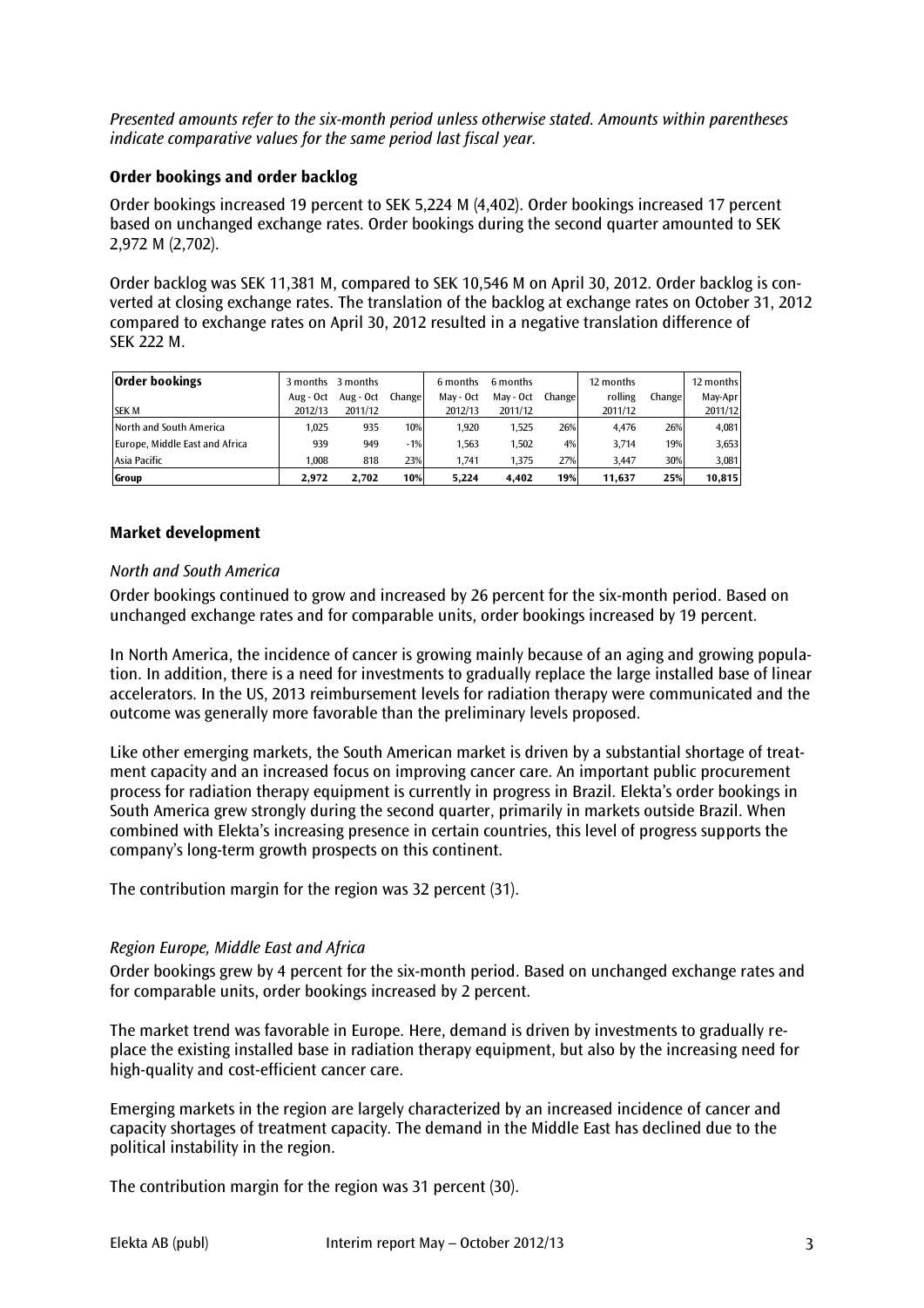*Presented amounts refer to the six-month period unless otherwise stated. Amounts within parentheses indicate comparative values for the same period last fiscal year.*

### Order bookings and order backlog

Order bookings increased 19 percent to SEK 5,224 M (4,402). Order bookings increased 17 percent based on unchanged exchange rates. Order bookings during the second quarter amounted to SEK 2,972 M (2,702).

Order backlog was SEK 11,381 M, compared to SEK 10,546 M on April 30, 2012. Order backlog is converted at closing exchange rates. The translation of the backlog at exchange rates on October 31, 2012 compared to exchange rates on April 30, 2012 resulted in a negative translation difference of SEK 222 M.

| Order bookings | 3 months | 3 months | | 6 months | 6 months | | 12 months | | 12 months |
|---|---|---|---|---|---|---|---|---|---|
| | Aug - Oct | Aug - Oct | Change | May - Oct | May - Oct | Change | rolling | Change | May-Apr |
| SEK M | 2012/13 | 2011/12 | | 2012/13 | 2011/12 | | 2011/12 | | 2011/12 |
| North and South America | 1,025 | 935 | 10% | 1,920 | 1,525 | 26% | 4,476 | 26% | 4,081 |
| Europe, Middle East and Africa | 939 | 949 | -1% | 1,563 | 1,502 | 4% | 3,714 | 19% | 3,653 |
| Asia Pacific | 1,008 | 818 | 23% | 1,741 | 1,375 | 27% | 3,447 | 30% | 3,081 |
| **Group** | **2,972** | **2,702** | **10%** | **5,224** | **4,402** | **19%** | **11,637** | **25%** | **10,815** |

### Market development

*North and South America*

Order bookings continued to grow and increased by 26 percent for the six-month period. Based on unchanged exchange rates and for comparable units, order bookings increased by 19 percent.

In North America, the incidence of cancer is growing mainly because of an aging and growing population. In addition, there is a need for investments to gradually replace the large installed base of linear accelerators. In the US, 2013 reimbursement levels for radiation therapy were communicated and the outcome was generally more favorable than the preliminary levels proposed.

Like other emerging markets, the South American market is driven by a substantial shortage of treatment capacity and an increased focus on improving cancer care. An important public procurement process for radiation therapy equipment is currently in progress in Brazil. Elekta's order bookings in South America grew strongly during the second quarter, primarily in markets outside Brazil. When combined with Elekta's increasing presence in certain countries, this level of progress supports the company's long-term growth prospects on this continent.

The contribution margin for the region was 32 percent (31).

*Region Europe, Middle East and Africa*

Order bookings grew by 4 percent for the six-month period. Based on unchanged exchange rates and for comparable units, order bookings increased by 2 percent.

The market trend was favorable in Europe. Here, demand is driven by investments to gradually replace the existing installed base in radiation therapy equipment, but also by the increasing need for high-quality and cost-efficient cancer care.

Emerging markets in the region are largely characterized by an increased incidence of cancer and capacity shortages of treatment capacity. The demand in the Middle East has declined due to the political instability in the region.

The contribution margin for the region was 31 percent (30).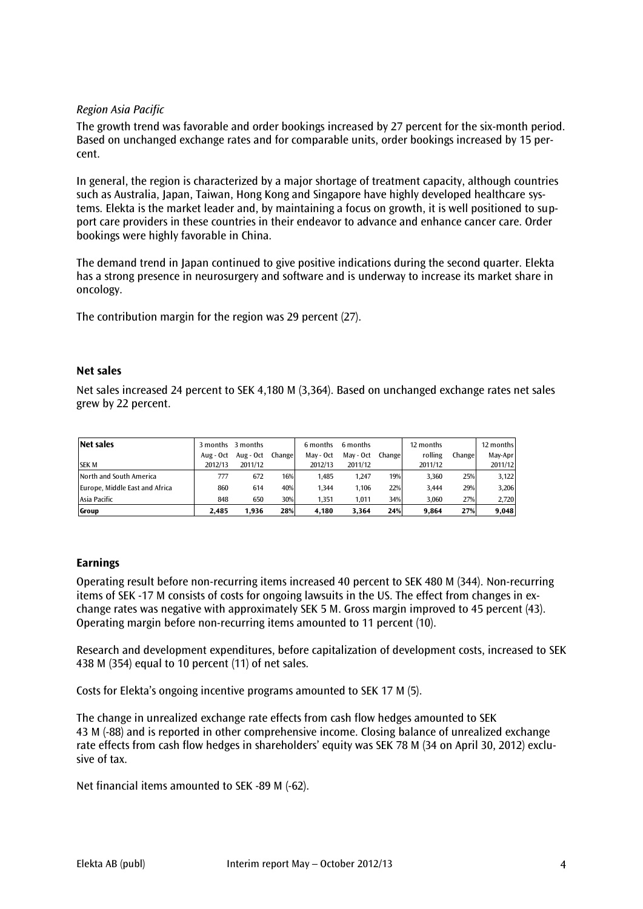*Region Asia Pacific*

The growth trend was favorable and order bookings increased by 27 percent for the six-month period. Based on unchanged exchange rates and for comparable units, order bookings increased by 15 percent.

In general, the region is characterized by a major shortage of treatment capacity, although countries such as Australia, Japan, Taiwan, Hong Kong and Singapore have highly developed healthcare systems. Elekta is the market leader and, by maintaining a focus on growth, it is well positioned to support care providers in these countries in their endeavor to advance and enhance cancer care. Order bookings were highly favorable in China.

The demand trend in Japan continued to give positive indications during the second quarter. Elekta has a strong presence in neurosurgery and software and is underway to increase its market share in oncology.

The contribution margin for the region was 29 percent (27).

## Net sales

Net sales increased 24 percent to SEK 4,180 M (3,364). Based on unchanged exchange rates net sales grew by 22 percent.

| **Net sales** SEK M | 3 months Aug - Oct 2012/13 | 3 months Aug - Oct 2011/12 | Change | 6 months May - Oct 2012/13 | 6 months May - Oct 2011/12 | Change | 12 months rolling 2011/12 | Change | 12 months May-Apr 2011/12 |
|---|---|---|---|---|---|---|---|---|---|
| North and South America | 777 | 672 | 16% | 1,485 | 1,247 | 19% | 3,360 | 25% | 3,122 |
| Europe, Middle East and Africa | 860 | 614 | 40% | 1,344 | 1,106 | 22% | 3,444 | 29% | 3,206 |
| Asia Pacific | 848 | 650 | 30% | 1,351 | 1,011 | 34% | 3,060 | 27% | 2,720 |
| **Group** | **2,485** | **1,936** | **28%** | **4,180** | **3,364** | **24%** | **9,864** | **27%** | **9,048** |

## Earnings

Operating result before non-recurring items increased 40 percent to SEK 480 M (344). Non-recurring items of SEK -17 M consists of costs for ongoing lawsuits in the US. The effect from changes in exchange rates was negative with approximately SEK 5 M. Gross margin improved to 45 percent (43). Operating margin before non-recurring items amounted to 11 percent (10).

Research and development expenditures, before capitalization of development costs, increased to SEK 438 M (354) equal to 10 percent (11) of net sales.

Costs for Elekta's ongoing incentive programs amounted to SEK 17 M (5).

The change in unrealized exchange rate effects from cash flow hedges amounted to SEK 43 M (-88) and is reported in other comprehensive income. Closing balance of unrealized exchange rate effects from cash flow hedges in shareholders' equity was SEK 78 M (34 on April 30, 2012) exclusive of tax.

Net financial items amounted to SEK -89 M (-62).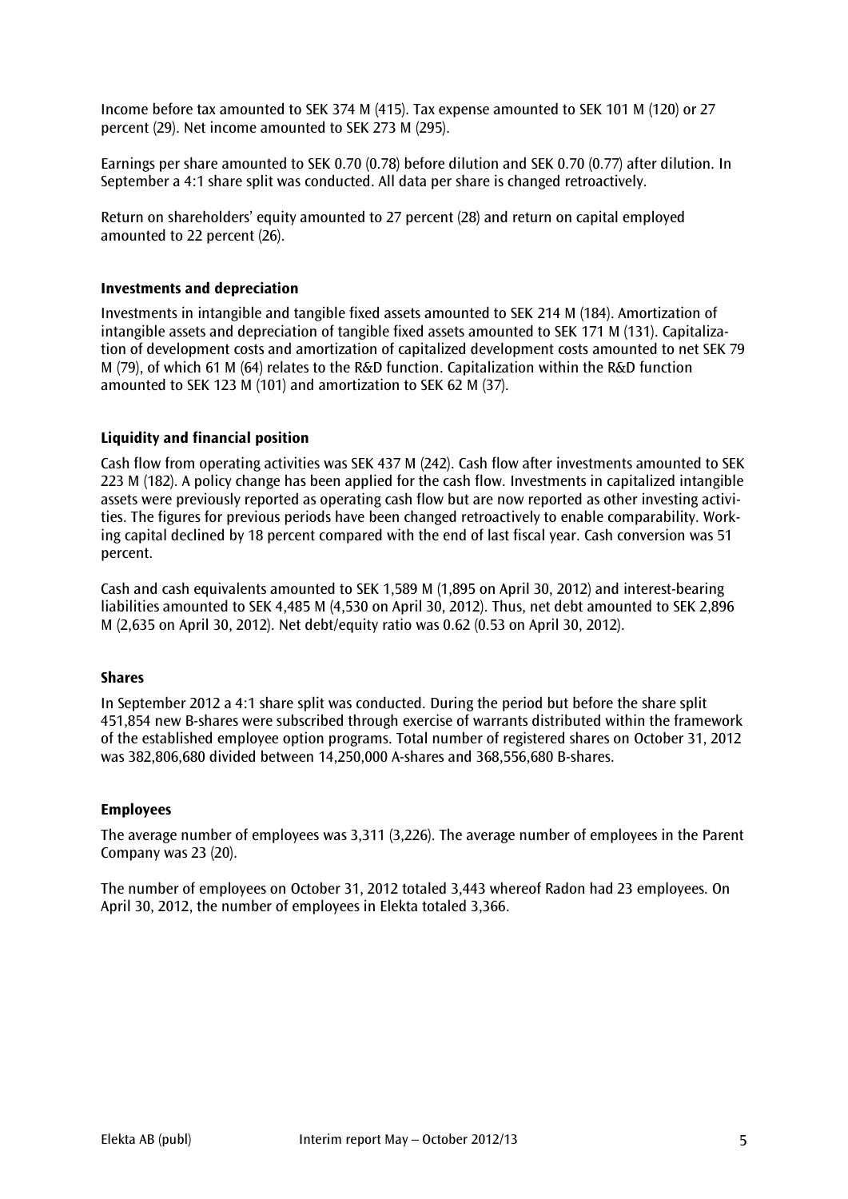Income before tax amounted to SEK 374 M (415). Tax expense amounted to SEK 101 M (120) or 27 percent (29). Net income amounted to SEK 273 M (295).

Earnings per share amounted to SEK 0.70 (0.78) before dilution and SEK 0.70 (0.77) after dilution. In September a 4:1 share split was conducted. All data per share is changed retroactively.

Return on shareholders' equity amounted to 27 percent (28) and return on capital employed amounted to 22 percent (26).

### Investments and depreciation

Investments in intangible and tangible fixed assets amounted to SEK 214 M (184). Amortization of intangible assets and depreciation of tangible fixed assets amounted to SEK 171 M (131). Capitalization of development costs and amortization of capitalized development costs amounted to net SEK 79 M (79), of which 61 M (64) relates to the R&D function. Capitalization within the R&D function amounted to SEK 123 M (101) and amortization to SEK 62 M (37).

### Liquidity and financial position

Cash flow from operating activities was SEK 437 M (242). Cash flow after investments amounted to SEK 223 M (182). A policy change has been applied for the cash flow. Investments in capitalized intangible assets were previously reported as operating cash flow but are now reported as other investing activities. The figures for previous periods have been changed retroactively to enable comparability. Working capital declined by 18 percent compared with the end of last fiscal year. Cash conversion was 51 percent.

Cash and cash equivalents amounted to SEK 1,589 M (1,895 on April 30, 2012) and interest-bearing liabilities amounted to SEK 4,485 M (4,530 on April 30, 2012). Thus, net debt amounted to SEK 2,896 M (2,635 on April 30, 2012). Net debt/equity ratio was 0.62 (0.53 on April 30, 2012).

### Shares

In September 2012 a 4:1 share split was conducted. During the period but before the share split 451,854 new B-shares were subscribed through exercise of warrants distributed within the framework of the established employee option programs. Total number of registered shares on October 31, 2012 was 382,806,680 divided between 14,250,000 A-shares and 368,556,680 B-shares.

### Employees

The average number of employees was 3,311 (3,226). The average number of employees in the Parent Company was 23 (20).

The number of employees on October 31, 2012 totaled 3,443 whereof Radon had 23 employees. On April 30, 2012, the number of employees in Elekta totaled 3,366.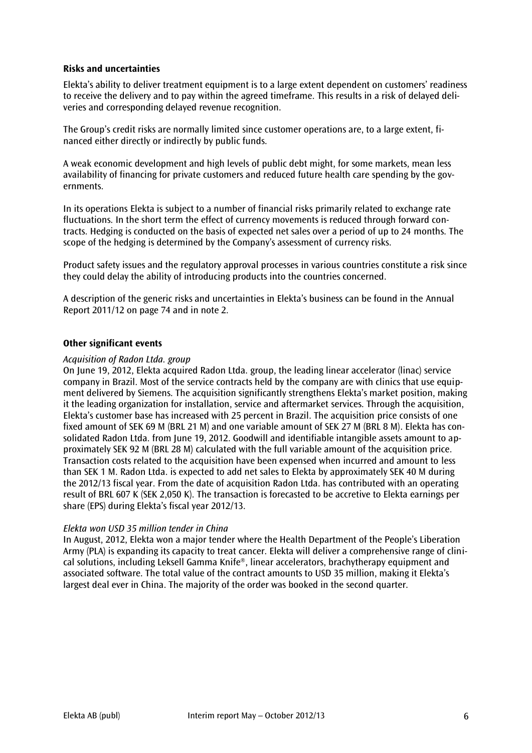## Risks and uncertainties

Elekta's ability to deliver treatment equipment is to a large extent dependent on customers' readiness to receive the delivery and to pay within the agreed timeframe. This results in a risk of delayed deliveries and corresponding delayed revenue recognition.

The Group's credit risks are normally limited since customer operations are, to a large extent, financed either directly or indirectly by public funds.

A weak economic development and high levels of public debt might, for some markets, mean less availability of financing for private customers and reduced future health care spending by the governments.

In its operations Elekta is subject to a number of financial risks primarily related to exchange rate fluctuations. In the short term the effect of currency movements is reduced through forward contracts. Hedging is conducted on the basis of expected net sales over a period of up to 24 months. The scope of the hedging is determined by the Company's assessment of currency risks.

Product safety issues and the regulatory approval processes in various countries constitute a risk since they could delay the ability of introducing products into the countries concerned.

A description of the generic risks and uncertainties in Elekta's business can be found in the Annual Report 2011/12 on page 74 and in note 2.

## Other significant events

*Acquisition of Radon Ltda. group*

On June 19, 2012, Elekta acquired Radon Ltda. group, the leading linear accelerator (linac) service company in Brazil. Most of the service contracts held by the company are with clinics that use equipment delivered by Siemens. The acquisition significantly strengthens Elekta's market position, making it the leading organization for installation, service and aftermarket services. Through the acquisition, Elekta's customer base has increased with 25 percent in Brazil. The acquisition price consists of one fixed amount of SEK 69 M (BRL 21 M) and one variable amount of SEK 27 M (BRL 8 M). Elekta has consolidated Radon Ltda. from June 19, 2012. Goodwill and identifiable intangible assets amount to approximately SEK 92 M (BRL 28 M) calculated with the full variable amount of the acquisition price. Transaction costs related to the acquisition have been expensed when incurred and amount to less than SEK 1 M. Radon Ltda. is expected to add net sales to Elekta by approximately SEK 40 M during the 2012/13 fiscal year. From the date of acquisition Radon Ltda. has contributed with an operating result of BRL 607 K (SEK 2,050 K). The transaction is forecasted to be accretive to Elekta earnings per share (EPS) during Elekta's fiscal year 2012/13.

*Elekta won USD 35 million tender in China*

In August, 2012, Elekta won a major tender where the Health Department of the People's Liberation Army (PLA) is expanding its capacity to treat cancer. Elekta will deliver a comprehensive range of clinical solutions, including Leksell Gamma Knife®, linear accelerators, brachytherapy equipment and associated software. The total value of the contract amounts to USD 35 million, making it Elekta's largest deal ever in China. The majority of the order was booked in the second quarter.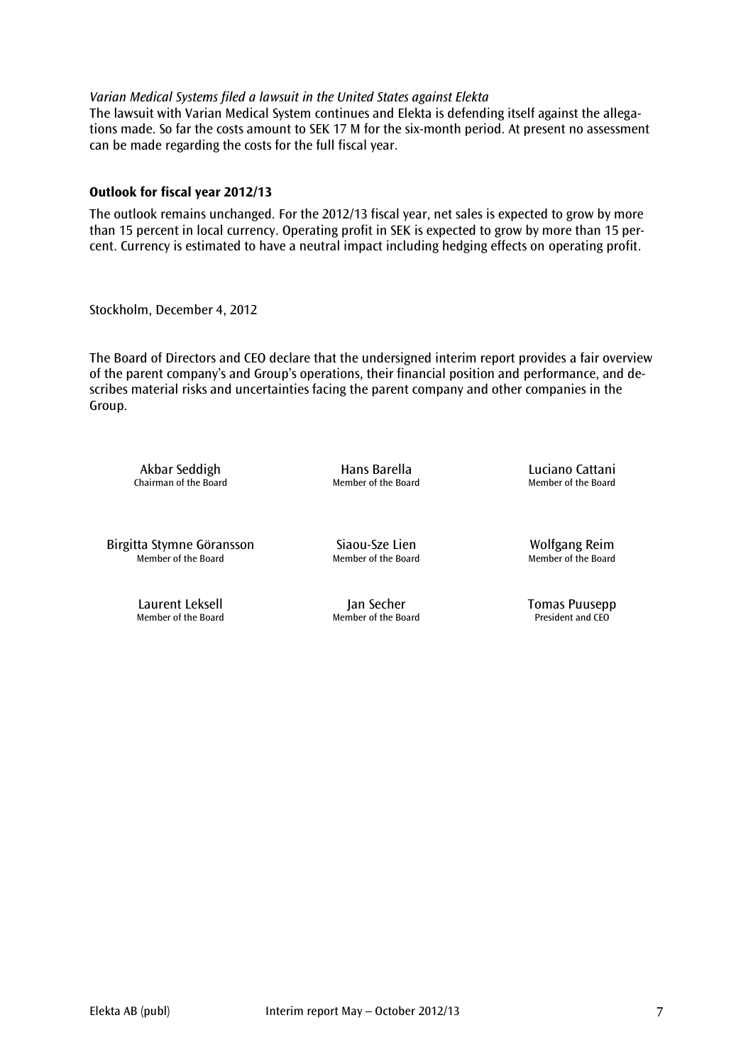*Varian Medical Systems filed a lawsuit in the United States against Elekta*

The lawsuit with Varian Medical System continues and Elekta is defending itself against the allegations made. So far the costs amount to SEK 17 M for the six-month period. At present no assessment can be made regarding the costs for the full fiscal year.

**Outlook for fiscal year 2012/13**

The outlook remains unchanged. For the 2012/13 fiscal year, net sales is expected to grow by more than 15 percent in local currency. Operating profit in SEK is expected to grow by more than 15 percent. Currency is estimated to have a neutral impact including hedging effects on operating profit.

Stockholm, December 4, 2012

The Board of Directors and CEO declare that the undersigned interim report provides a fair overview of the parent company's and Group's operations, their financial position and performance, and describes material risks and uncertainties facing the parent company and other companies in the Group.

Akbar Seddigh
Chairman of the Board

Hans Barella
Member of the Board

Luciano Cattani
Member of the Board

Birgitta Stymne Göransson
Member of the Board

Siaou-Sze Lien
Member of the Board

Wolfgang Reim
Member of the Board

Laurent Leksell
Member of the Board

Jan Secher
Member of the Board

Tomas Puusepp
President and CEO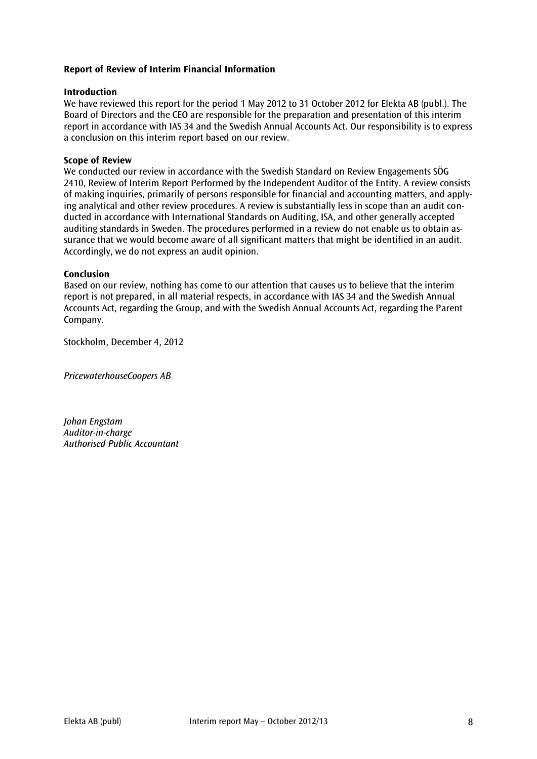**Report of Review of Interim Financial Information**

**Introduction**

We have reviewed this report for the period 1 May 2012 to 31 October 2012 for Elekta AB (publ.). The Board of Directors and the CEO are responsible for the preparation and presentation of this interim report in accordance with IAS 34 and the Swedish Annual Accounts Act. Our responsibility is to express a conclusion on this interim report based on our review.

**Scope of Review**

We conducted our review in accordance with the Swedish Standard on Review Engagements SÖG 2410, Review of Interim Report Performed by the Independent Auditor of the Entity. A review consists of making inquiries, primarily of persons responsible for financial and accounting matters, and applying analytical and other review procedures. A review is substantially less in scope than an audit conducted in accordance with International Standards on Auditing, ISA, and other generally accepted auditing standards in Sweden. The procedures performed in a review do not enable us to obtain assurance that we would become aware of all significant matters that might be identified in an audit. Accordingly, we do not express an audit opinion.

**Conclusion**

Based on our review, nothing has come to our attention that causes us to believe that the interim report is not prepared, in all material respects, in accordance with IAS 34 and the Swedish Annual Accounts Act, regarding the Group, and with the Swedish Annual Accounts Act, regarding the Parent Company.

Stockholm, December 4, 2012

*PricewaterhouseCoopers AB*

*Johan Engstam*
*Auditor-in-charge*
*Authorised Public Accountant*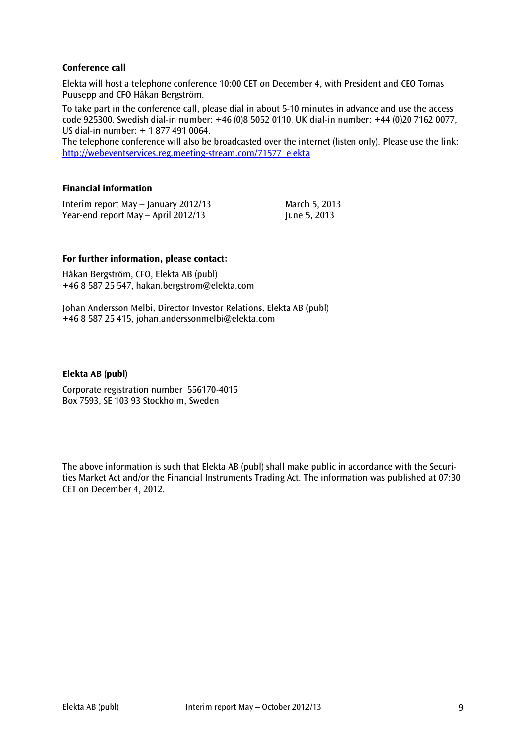### Conference call

Elekta will host a telephone conference 10:00 CET on December 4, with President and CEO Tomas Puusepp and CFO Håkan Bergström.

To take part in the conference call, please dial in about 5-10 minutes in advance and use the access code 925300. Swedish dial-in number: +46 (0)8 5052 0110, UK dial-in number: +44 (0)20 7162 0077, US dial-in number: + 1 877 491 0064.

The telephone conference will also be broadcasted over the internet (listen only). Please use the link: http://webeventservices.reg.meeting-stream.com/71577_elekta

### Financial information

| | |
|---|---|
| Interim report May – January 2012/13 | March 5, 2013 |
| Year-end report May – April 2012/13 | June 5, 2013 |

### For further information, please contact:

Håkan Bergström, CFO, Elekta AB (publ)
+46 8 587 25 547, hakan.bergstrom@elekta.com

Johan Andersson Melbi, Director Investor Relations, Elekta AB (publ)
+46 8 587 25 415, johan.anderssonmelbi@elekta.com

### Elekta AB (publ)

Corporate registration number 556170-4015
Box 7593, SE 103 93 Stockholm, Sweden

The above information is such that Elekta AB (publ) shall make public in accordance with the Securities Market Act and/or the Financial Instruments Trading Act. The information was published at 07:30 CET on December 4, 2012.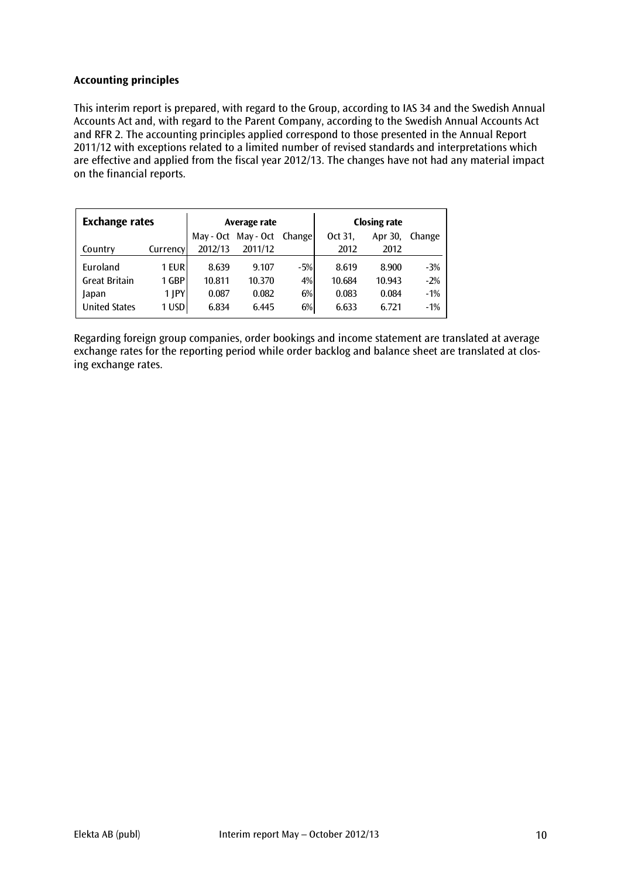**Accounting principles**

This interim report is prepared, with regard to the Group, according to IAS 34 and the Swedish Annual Accounts Act and, with regard to the Parent Company, according to the Swedish Annual Accounts Act and RFR 2. The accounting principles applied correspond to those presented in the Annual Report 2011/12 with exceptions related to a limited number of revised standards and interpretations which are effective and applied from the fiscal year 2012/13. The changes have not had any material impact on the financial reports.

| **Exchange rates** | | Average rate | | | Closing rate | | |
|---|---|---|---|---|---|---|---|
| Country | Currency | May - Oct 2012/13 | May - Oct 2011/12 | Change | Oct 31, 2012 | Apr 30, 2012 | Change |
| Euroland | 1 EUR | 8.639 | 9.107 | -5% | 8.619 | 8.900 | -3% |
| Great Britain | 1 GBP | 10.811 | 10.370 | 4% | 10.684 | 10.943 | -2% |
| Japan | 1 JPY | 0.087 | 0.082 | 6% | 0.083 | 0.084 | -1% |
| United States | 1 USD | 6.834 | 6.445 | 6% | 6.633 | 6.721 | -1% |

Regarding foreign group companies, order bookings and income statement are translated at average exchange rates for the reporting period while order backlog and balance sheet are translated at closing exchange rates.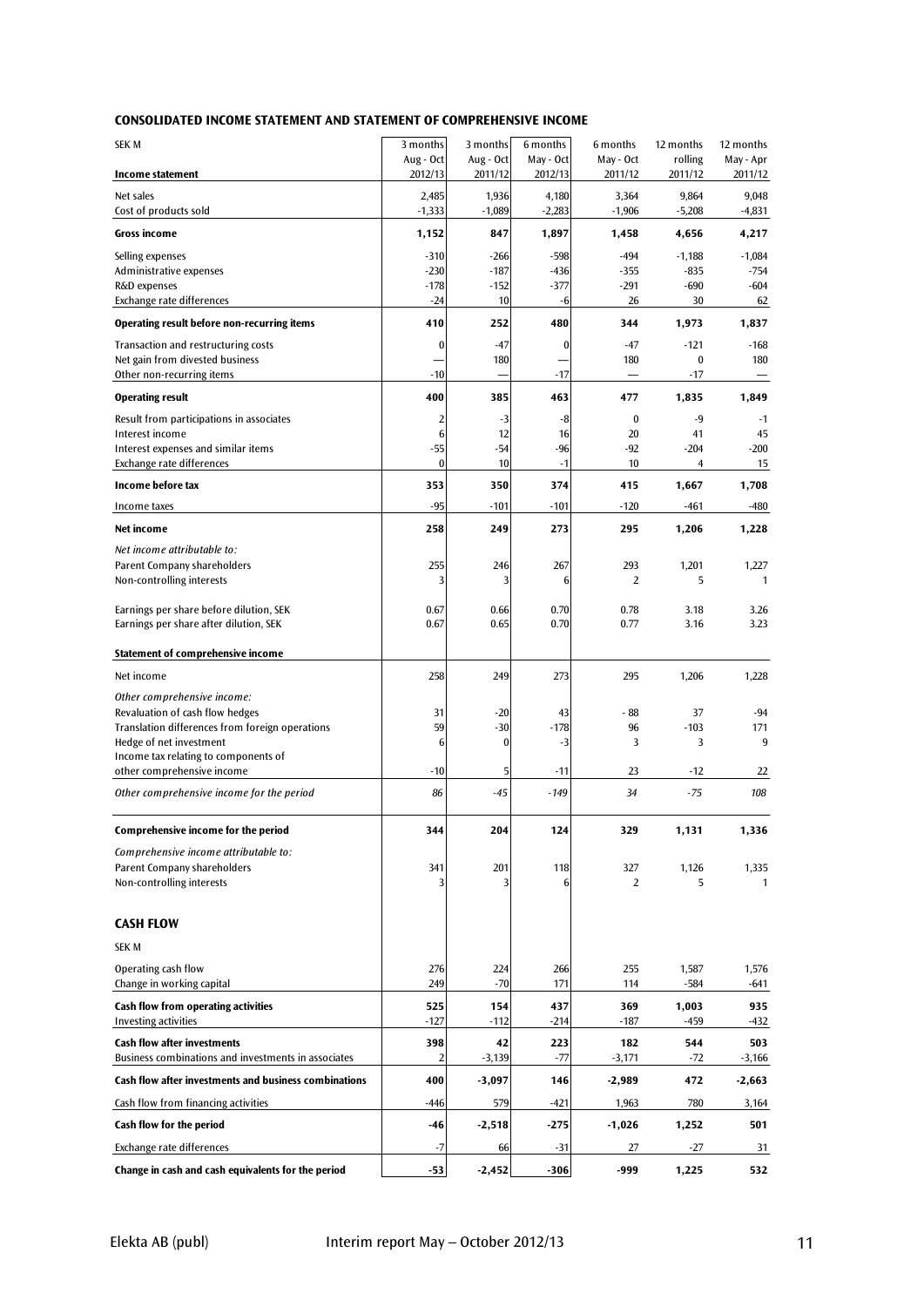## CONSOLIDATED INCOME STATEMENT AND STATEMENT OF COMPREHENSIVE INCOME

| SEK M | 3 months Aug - Oct 2012/13 | 3 months Aug - Oct 2011/12 | 6 months May - Oct 2012/13 | 6 months May - Oct 2011/12 | 12 months rolling 2011/12 | 12 months May - Apr 2011/12 |
|---|---|---|---|---|---|---|
| **Income statement** | | | | | | |
| Net sales | 2,485 | 1,936 | 4,180 | 3,364 | 9,864 | 9,048 |
| Cost of products sold | -1,333 | -1,089 | -2,283 | -1,906 | -5,208 | -4,831 |
| **Gross income** | **1,152** | **847** | **1,897** | **1,458** | **4,656** | **4,217** |
| Selling expenses | -310 | -266 | -598 | -494 | -1,188 | -1,084 |
| Administrative expenses | -230 | -187 | -436 | -355 | -835 | -754 |
| R&D expenses | -178 | -152 | -377 | -291 | -690 | -604 |
| Exchange rate differences | -24 | 10 | -6 | 26 | 30 | 62 |
| **Operating result before non-recurring items** | **410** | **252** | **480** | **344** | **1,973** | **1,837** |
| Transaction and restructuring costs | 0 | -47 | 0 | -47 | -121 | -168 |
| Net gain from divested business | — | 180 | — | 180 | 0 | 180 |
| Other non-recurring items | -10 | — | -17 | — | -17 | — |
| **Operating result** | **400** | **385** | **463** | **477** | **1,835** | **1,849** |
| Result from participations in associates | 2 | -3 | -8 | 0 | -9 | -1 |
| Interest income | 6 | 12 | 16 | 20 | 41 | 45 |
| Interest expenses and similar items | -55 | -54 | -96 | -92 | -204 | -200 |
| Exchange rate differences | 0 | 10 | -1 | 10 | 4 | 15 |
| **Income before tax** | **353** | **350** | **374** | **415** | **1,667** | **1,708** |
| Income taxes | -95 | -101 | -101 | -120 | -461 | -480 |
| **Net income** | **258** | **249** | **273** | **295** | **1,206** | **1,228** |
| *Net income attributable to:* | | | | | | |
| Parent Company shareholders | 255 | 246 | 267 | 293 | 1,201 | 1,227 |
| Non-controlling interests | 3 | 3 | 6 | 2 | 5 | 1 |
| Earnings per share before dilution, SEK | 0.67 | 0.66 | 0.70 | 0.78 | 3.18 | 3.26 |
| Earnings per share after dilution, SEK | 0.67 | 0.65 | 0.70 | 0.77 | 3.16 | 3.23 |
| **Statement of comprehensive income** | | | | | | |
| Net income | 258 | 249 | 273 | 295 | 1,206 | 1,228 |
| *Other comprehensive income:* | | | | | | |
| Revaluation of cash flow hedges | 31 | -20 | 43 | - 88 | 37 | -94 |
| Translation differences from foreign operations | 59 | -30 | -178 | 96 | -103 | 171 |
| Hedge of net investment | 6 | 0 | -3 | 3 | 3 | 9 |
| Income tax relating to components of other comprehensive income | -10 | 5 | -11 | 23 | -12 | 22 |
| *Other comprehensive income for the period* | *86* | *-45* | *-149* | *34* | *-75* | *108* |
| **Comprehensive income for the period** | **344** | **204** | **124** | **329** | **1,131** | **1,336** |
| *Comprehensive income attributable to:* | | | | | | |
| Parent Company shareholders | 341 | 201 | 118 | 327 | 1,126 | 1,335 |
| Non-controlling interests | 3 | 3 | 6 | 2 | 5 | 1 |

## CASH FLOW

| SEK M | 3 months Aug - Oct 2012/13 | 3 months Aug - Oct 2011/12 | 6 months May - Oct 2012/13 | 6 months May - Oct 2011/12 | 12 months rolling 2011/12 | 12 months May - Apr 2011/12 |
|---|---|---|---|---|---|---|
| Operating cash flow | 276 | 224 | 266 | 255 | 1,587 | 1,576 |
| Change in working capital | 249 | -70 | 171 | 114 | -584 | -641 |
| **Cash flow from operating activities** | **525** | **154** | **437** | **369** | **1,003** | **935** |
| Investing activities | -127 | -112 | -214 | -187 | -459 | -432 |
| **Cash flow after investments** | **398** | **42** | **223** | **182** | **544** | **503** |
| Business combinations and investments in associates | 2 | -3,139 | -77 | -3,171 | -72 | -3,166 |
| **Cash flow after investments and business combinations** | **400** | **-3,097** | **146** | **-2,989** | **472** | **-2,663** |
| Cash flow from financing activities | -446 | 579 | -421 | 1,963 | 780 | 3,164 |
| **Cash flow for the period** | **-46** | **-2,518** | **-275** | **-1,026** | **1,252** | **501** |
| Exchange rate differences | -7 | 66 | -31 | 27 | -27 | 31 |
| **Change in cash and cash equivalents for the period** | **-53** | **-2,452** | **-306** | **-999** | **1,225** | **532** |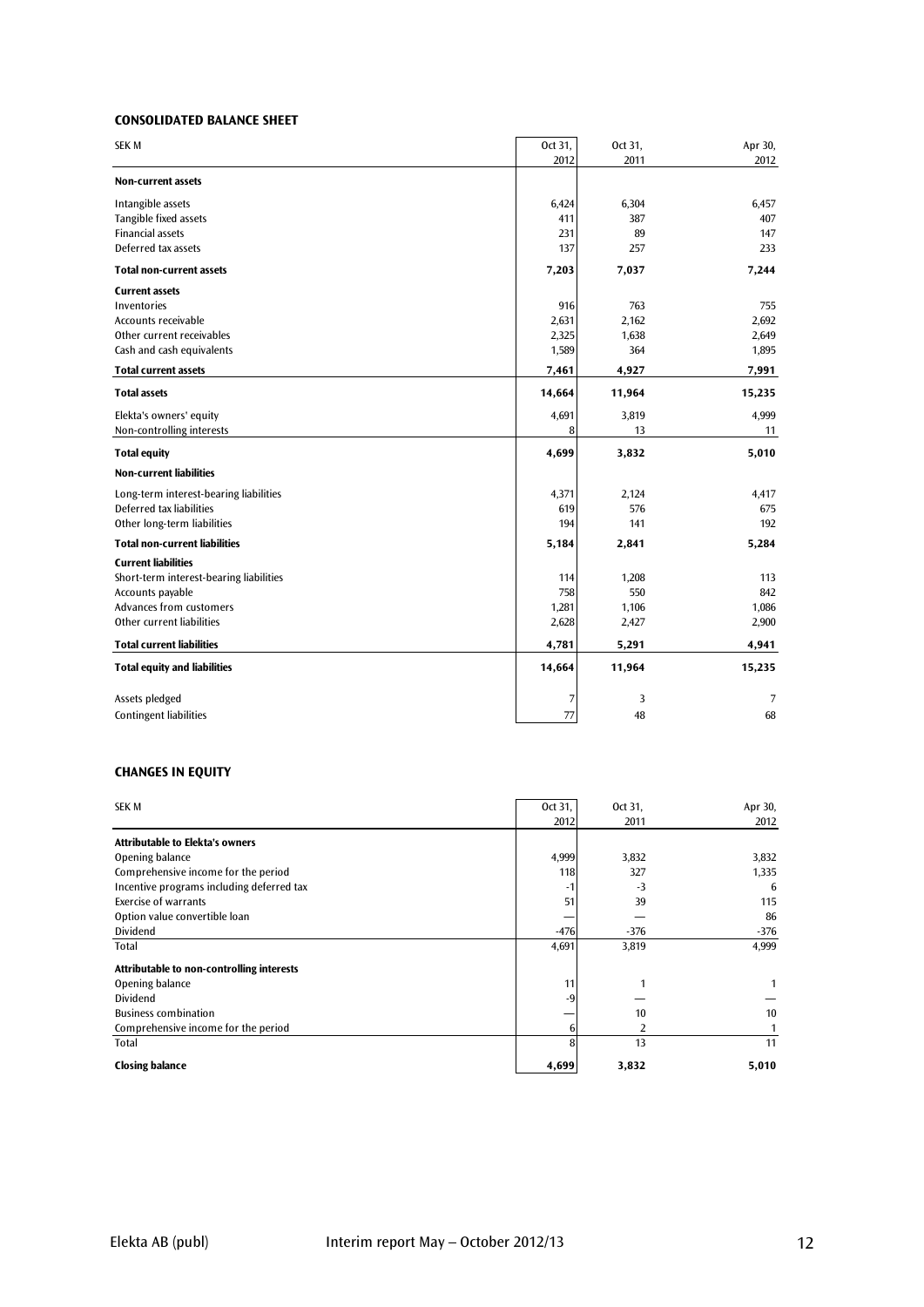### CONSOLIDATED BALANCE SHEET

| SEK M | Oct 31, 2012 | Oct 31, 2011 | Apr 30, 2012 |
|---|---|---|---|
| **Non-current assets** | | | |
| Intangible assets | 6,424 | 6,304 | 6,457 |
| Tangible fixed assets | 411 | 387 | 407 |
| Financial assets | 231 | 89 | 147 |
| Deferred tax assets | 137 | 257 | 233 |
| **Total non-current assets** | **7,203** | **7,037** | **7,244** |
| **Current assets** | | | |
| Inventories | 916 | 763 | 755 |
| Accounts receivable | 2,631 | 2,162 | 2,692 |
| Other current receivables | 2,325 | 1,638 | 2,649 |
| Cash and cash equivalents | 1,589 | 364 | 1,895 |
| **Total current assets** | **7,461** | **4,927** | **7,991** |
| **Total assets** | **14,664** | **11,964** | **15,235** |
| Elekta's owners' equity | 4,691 | 3,819 | 4,999 |
| Non-controlling interests | 8 | 13 | 11 |
| **Total equity** | **4,699** | **3,832** | **5,010** |
| **Non-current liabilities** | | | |
| Long-term interest-bearing liabilities | 4,371 | 2,124 | 4,417 |
| Deferred tax liabilities | 619 | 576 | 675 |
| Other long-term liabilities | 194 | 141 | 192 |
| **Total non-current liabilities** | **5,184** | **2,841** | **5,284** |
| **Current liabilities** | | | |
| Short-term interest-bearing liabilities | 114 | 1,208 | 113 |
| Accounts payable | 758 | 550 | 842 |
| Advances from customers | 1,281 | 1,106 | 1,086 |
| Other current liabilities | 2,628 | 2,427 | 2,900 |
| **Total current liabilities** | **4,781** | **5,291** | **4,941** |
| **Total equity and liabilities** | **14,664** | **11,964** | **15,235** |
| Assets pledged | 7 | 3 | 7 |
| Contingent liabilities | 77 | 48 | 68 |

### CHANGES IN EQUITY

| SEK M | Oct 31, 2012 | Oct 31, 2011 | Apr 30, 2012 |
|---|---|---|---|
| **Attributable to Elekta's owners** | | | |
| Opening balance | 4,999 | 3,832 | 3,832 |
| Comprehensive income for the period | 118 | 327 | 1,335 |
| Incentive programs including deferred tax | -1 | -3 | 6 |
| Exercise of warrants | 51 | 39 | 115 |
| Option value convertible loan | — | — | 86 |
| Dividend | -476 | -376 | -376 |
| Total | 4,691 | 3,819 | 4,999 |
| **Attributable to non-controlling interests** | | | |
| Opening balance | 11 | 1 | 1 |
| Dividend | -9 | — | — |
| Business combination | — | 10 | 10 |
| Comprehensive income for the period | 6 | 2 | 1 |
| Total | 8 | 13 | 11 |
| **Closing balance** | **4,699** | **3,832** | **5,010** |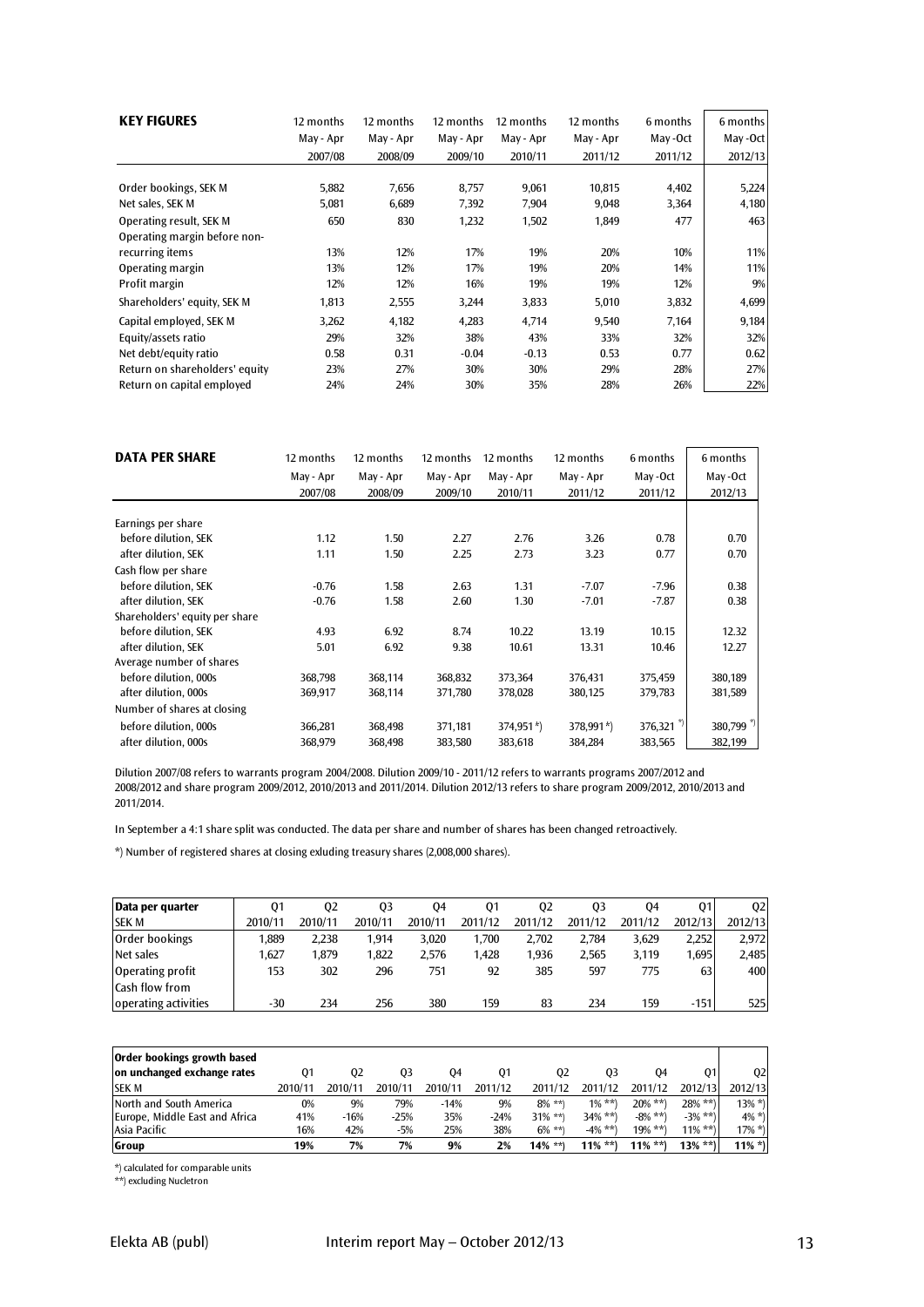| KEY FIGURES | 12 months May - Apr 2007/08 | 12 months May - Apr 2008/09 | 12 months May - Apr 2009/10 | 12 months May - Apr 2010/11 | 12 months May - Apr 2011/12 | 6 months May -Oct 2011/12 | 6 months May -Oct 2012/13 |
|---|---|---|---|---|---|---|---|
| Order bookings, SEK M | 5,882 | 7,656 | 8,757 | 9,061 | 10,815 | 4,402 | 5,224 |
| Net sales, SEK M | 5,081 | 6,689 | 7,392 | 7,904 | 9,048 | 3,364 | 4,180 |
| Operating result, SEK M | 650 | 830 | 1,232 | 1,502 | 1,849 | 477 | 463 |
| Operating margin before non-recurring items | 13% | 12% | 17% | 19% | 20% | 10% | 11% |
| Operating margin | 13% | 12% | 17% | 19% | 20% | 14% | 11% |
| Profit margin | 12% | 12% | 16% | 19% | 19% | 12% | 9% |
| Shareholders' equity, SEK M | 1,813 | 2,555 | 3,244 | 3,833 | 5,010 | 3,832 | 4,699 |
| Capital employed, SEK M | 3,262 | 4,182 | 4,283 | 4,714 | 9,540 | 7,164 | 9,184 |
| Equity/assets ratio | 29% | 32% | 38% | 43% | 33% | 32% | 32% |
| Net debt/equity ratio | 0.58 | 0.31 | -0.04 | -0.13 | 0.53 | 0.77 | 0.62 |
| Return on shareholders' equity | 23% | 27% | 30% | 30% | 29% | 28% | 27% |
| Return on capital employed | 24% | 24% | 30% | 35% | 28% | 26% | 22% |

| DATA PER SHARE | 12 months May - Apr 2007/08 | 12 months May - Apr 2008/09 | 12 months May - Apr 2009/10 | 12 months May - Apr 2010/11 | 12 months May - Apr 2011/12 | 6 months May -Oct 2011/12 | 6 months May -Oct 2012/13 |
|---|---|---|---|---|---|---|---|
| Earnings per share | | | | | | | |
| before dilution, SEK | 1.12 | 1.50 | 2.27 | 2.76 | 3.26 | 0.78 | 0.70 |
| after dilution, SEK | 1.11 | 1.50 | 2.25 | 2.73 | 3.23 | 0.77 | 0.70 |
| Cash flow per share | | | | | | | |
| before dilution, SEK | -0.76 | 1.58 | 2.63 | 1.31 | -7.07 | -7.96 | 0.38 |
| after dilution, SEK | -0.76 | 1.58 | 2.60 | 1.30 | -7.01 | -7.87 | 0.38 |
| Shareholders' equity per share | | | | | | | |
| before dilution, SEK | 4.93 | 6.92 | 8.74 | 10.22 | 13.19 | 10.15 | 12.32 |
| after dilution, SEK | 5.01 | 6.92 | 9.38 | 10.61 | 13.31 | 10.46 | 12.27 |
| Average number of shares | | | | | | | |
| before dilution, 000s | 368,798 | 368,114 | 368,832 | 373,364 | 376,431 | 375,459 | 380,189 |
| after dilution, 000s | 369,917 | 368,114 | 371,780 | 378,028 | 380,125 | 379,783 | 381,589 |
| Number of shares at closing | | | | | | | |
| before dilution, 000s | 366,281 | 368,498 | 371,181 | 374,951 *) | 378,991 *) | 376,321 *) | 380,799 *) |
| after dilution, 000s | 368,979 | 368,498 | 383,580 | 383,618 | 384,284 | 383,565 | 382,199 |

Dilution 2007/08 refers to warrants program 2004/2008. Dilution 2009/10 - 2011/12 refers to warrants programs 2007/2012 and 2008/2012 and share program 2009/2012, 2010/2013 and 2011/2014. Dilution 2012/13 refers to share program 2009/2012, 2010/2013 and 2011/2014.

In September a 4:1 share split was conducted. The data per share and number of shares has been changed retroactively.

*) Number of registered shares at closing exluding treasury shares (2,008,000 shares).

| Data per quarter SEK M | Q1 2010/11 | Q2 2010/11 | Q3 2010/11 | Q4 2010/11 | Q1 2011/12 | Q2 2011/12 | Q3 2011/12 | Q4 2011/12 | Q1 2012/13 | Q2 2012/13 |
|---|---|---|---|---|---|---|---|---|---|---|
| Order bookings | 1,889 | 2,238 | 1,914 | 3,020 | 1,700 | 2,702 | 2,784 | 3,629 | 2,252 | 2,972 |
| Net sales | 1,627 | 1,879 | 1,822 | 2,576 | 1,428 | 1,936 | 2,565 | 3,119 | 1,695 | 2,485 |
| Operating profit | 153 | 302 | 296 | 751 | 92 | 385 | 597 | 775 | 63 | 400 |
| Cash flow from operating activities | -30 | 234 | 256 | 380 | 159 | 83 | 234 | 159 | -151 | 525 |

| Order bookings growth based on unchanged exchange rates SEK M | Q1 2010/11 | Q2 2010/11 | Q3 2010/11 | Q4 2010/11 | Q1 2011/12 | Q2 2011/12 | Q3 2011/12 | Q4 2011/12 | Q1 2012/13 | Q2 2012/13 |
|---|---|---|---|---|---|---|---|---|---|---|
| North and South America | 0% | 9% | 79% | -14% | 9% | 8% **) | 1% **) | 20% **) | 28% **) | 13% *) |
| Europe, Middle East and Africa | 41% | -16% | -25% | 35% | -24% | 31% **) | 34% **) | -8% **) | -3% **) | 4% *) |
| Asia Pacific | 16% | 42% | -5% | 25% | 38% | 6% **) | -4% **) | 19% **) | 11% **) | 17% *) |
| **Group** | **19%** | **7%** | **7%** | **9%** | **2%** | **14% \*\*)** | **11% \*\*)** | **11% \*\*)** | **13% \*\*)** | **11% \*)** |

*) calculated for comparable units
**) excluding Nucletron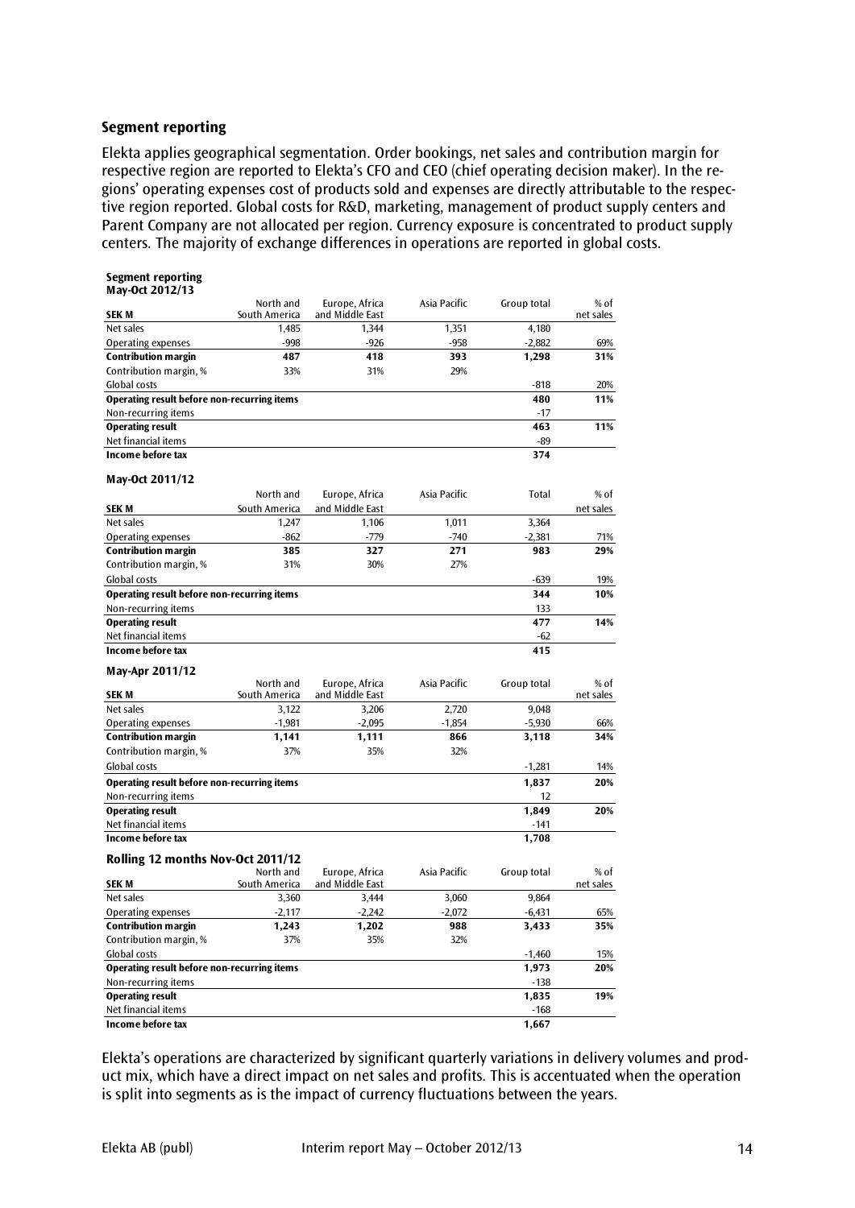## Segment reporting

Elekta applies geographical segmentation. Order bookings, net sales and contribution margin for respective region are reported to Elekta's CFO and CEO (chief operating decision maker). In the regions' operating expenses cost of products sold and expenses are directly attributable to the respective region reported. Global costs for R&D, marketing, management of product supply centers and Parent Company are not allocated per region. Currency exposure is concentrated to product supply centers. The majority of exchange differences in operations are reported in global costs.

**Segment reporting**
**May-Oct 2012/13**

| SEK M | North and South America | Europe, Africa and Middle East | Asia Pacific | Group total | % of net sales |
|---|---|---|---|---|---|
| Net sales | 1,485 | 1,344 | 1,351 | 4,180 | |
| Operating expenses | -998 | -926 | -958 | -2,882 | 69% |
| **Contribution margin** | **487** | **418** | **393** | **1,298** | **31%** |
| Contribution margin, % | 33% | 31% | 29% | | |
| Global costs | | | | -818 | 20% |
| **Operating result before non-recurring items** | | | | **480** | **11%** |
| Non-recurring items | | | | -17 | |
| **Operating result** | | | | **463** | **11%** |
| Net financial items | | | | -89 | |
| **Income before tax** | | | | **374** | |

**May-Oct 2011/12**

| SEK M | North and South America | Europe, Africa and Middle East | Asia Pacific | Total | % of net sales |
|---|---|---|---|---|---|
| Net sales | 1,247 | 1,106 | 1,011 | 3,364 | |
| Operating expenses | -862 | -779 | -740 | -2,381 | 71% |
| **Contribution margin** | **385** | **327** | **271** | **983** | **29%** |
| Contribution margin, % | 31% | 30% | 27% | | |
| Global costs | | | | -639 | 19% |
| **Operating result before non-recurring items** | | | | **344** | **10%** |
| Non-recurring items | | | | 133 | |
| **Operating result** | | | | **477** | **14%** |
| Net financial items | | | | -62 | |
| **Income before tax** | | | | **415** | |

**May-Apr 2011/12**

| SEK M | North and South America | Europe, Africa and Middle East | Asia Pacific | Group total | % of net sales |
|---|---|---|---|---|---|
| Net sales | 3,122 | 3,206 | 2,720 | 9,048 | |
| Operating expenses | -1,981 | -2,095 | -1,854 | -5,930 | 66% |
| **Contribution margin** | **1,141** | **1,111** | **866** | **3,118** | **34%** |
| Contribution margin, % | 37% | 35% | 32% | | |
| Global costs | | | | -1,281 | 14% |
| **Operating result before non-recurring items** | | | | **1,837** | **20%** |
| Non-recurring items | | | | 12 | |
| **Operating result** | | | | **1,849** | **20%** |
| Net financial items | | | | -141 | |
| **Income before tax** | | | | **1,708** | |

**Rolling 12 months Nov-Oct 2011/12**

| SEK M | North and South America | Europe, Africa and Middle East | Asia Pacific | Group total | % of net sales |
|---|---|---|---|---|---|
| Net sales | 3,360 | 3,444 | 3,060 | 9,864 | |
| Operating expenses | -2,117 | -2,242 | -2,072 | -6,431 | 65% |
| **Contribution margin** | **1,243** | **1,202** | **988** | **3,433** | **35%** |
| Contribution margin, % | 37% | 35% | 32% | | |
| Global costs | | | | -1,460 | 15% |
| **Operating result before non-recurring items** | | | | **1,973** | **20%** |
| Non-recurring items | | | | -138 | |
| **Operating result** | | | | **1,835** | **19%** |
| Net financial items | | | | -168 | |
| **Income before tax** | | | | **1,667** | |

Elekta's operations are characterized by significant quarterly variations in delivery volumes and product mix, which have a direct impact on net sales and profits. This is accentuated when the operation is split into segments as is the impact of currency fluctuations between the years.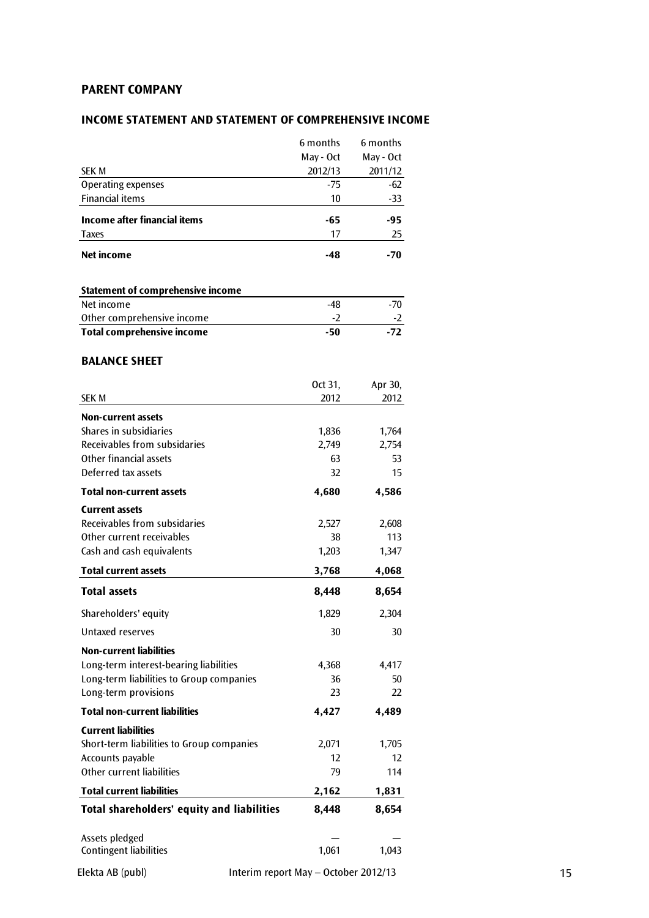## PARENT COMPANY

### INCOME STATEMENT AND STATEMENT OF COMPREHENSIVE INCOME

| SEK M | 6 months May - Oct 2012/13 | 6 months May - Oct 2011/12 |
|---|---|---|
| Operating expenses | -75 | -62 |
| Financial items | 10 | -33 |
| **Income after financial items** | **-65** | **-95** |
| Taxes | 17 | 25 |
| **Net income** | **-48** | **-70** |

| **Statement of comprehensive income** | | |
|---|---|---|
| Net income | -48 | -70 |
| Other comprehensive income | -2 | -2 |
| **Total comprehensive income** | **-50** | **-72** |

### BALANCE SHEET

| SEK M | Oct 31, 2012 | Apr 30, 2012 |
|---|---|---|
| **Non-current assets** | | |
| Shares in subsidiaries | 1,836 | 1,764 |
| Receivables from subsidaries | 2,749 | 2,754 |
| Other financial assets | 63 | 53 |
| Deferred tax assets | 32 | 15 |
| **Total non-current assets** | **4,680** | **4,586** |
| **Current assets** | | |
| Receivables from subsidaries | 2,527 | 2,608 |
| Other current receivables | 38 | 113 |
| Cash and cash equivalents | 1,203 | 1,347 |
| **Total current assets** | **3,768** | **4,068** |
| **Total assets** | **8,448** | **8,654** |
| Shareholders' equity | 1,829 | 2,304 |
| Untaxed reserves | 30 | 30 |
| **Non-current liabilities** | | |
| Long-term interest-bearing liabilities | 4,368 | 4,417 |
| Long-term liabilities to Group companies | 36 | 50 |
| Long-term provisions | 23 | 22 |
| **Total non-current liabilities** | **4,427** | **4,489** |
| **Current liabilities** | | |
| Short-term liabilities to Group companies | 2,071 | 1,705 |
| Accounts payable | 12 | 12 |
| Other current liabilities | 79 | 114 |
| **Total current liabilities** | **2,162** | **1,831** |
| **Total shareholders' equity and liabilities** | **8,448** | **8,654** |
| Assets pledged | — | — |
| Contingent liabilities | 1,061 | 1,043 |

Elekta AB (publ) Interim report May – October 2012/13